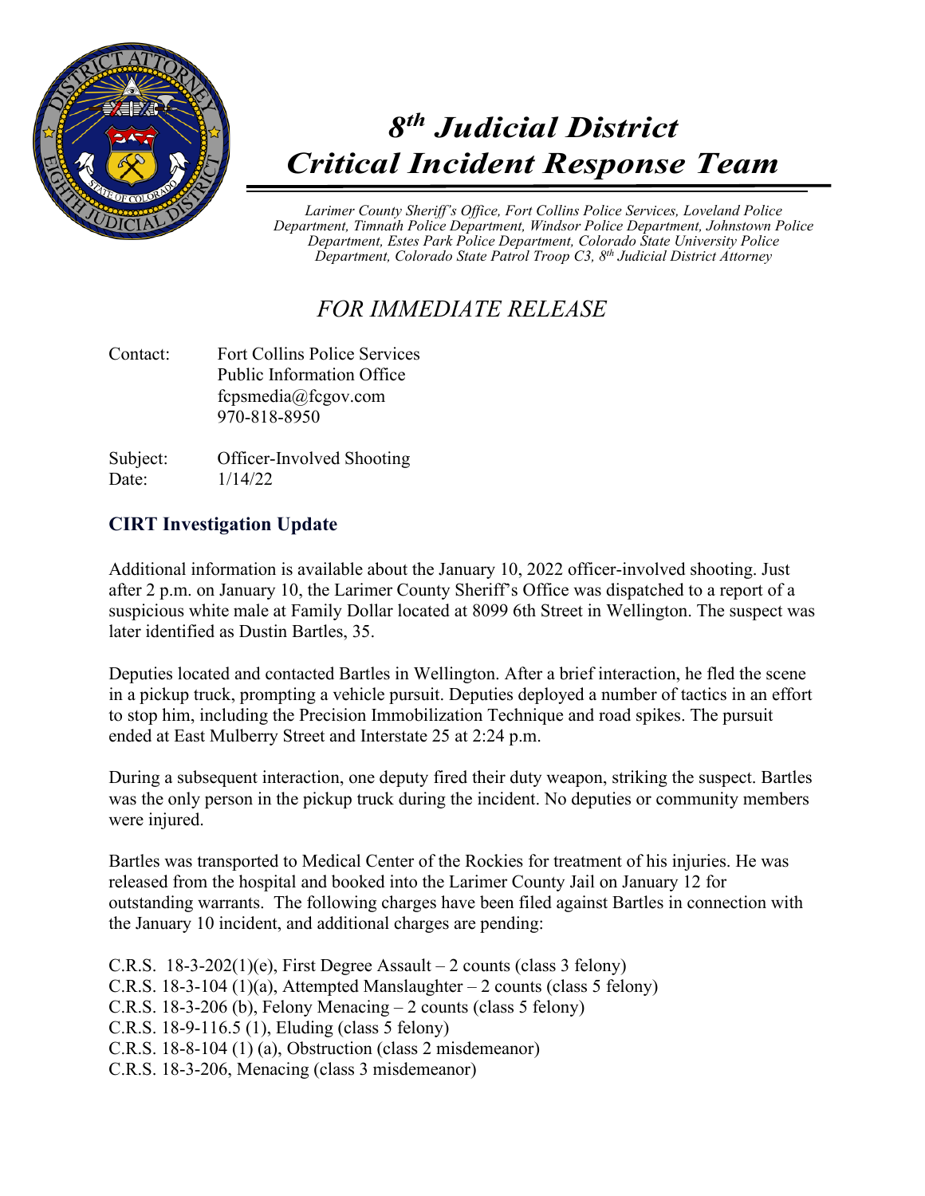# *8th Judicial District Critical Incident Response Team*

*Larimer County Sheriff's Office, Fort Collins Police Services, Loveland Police Department, Timnath Police Department, Windsor Police Department, Johnstown Police Department, Estes Park Police Department, Colorado State University Police Department, Colorado State Patrol Troop C3, 8th Judicial District Attorney*

## *FOR IMMEDIATE RELEASE*

Contact: Fort Collins Police Services
Public Information Office
fcpsmedia@fcgov.com
970-818-8950

Subject: Officer-Involved Shooting
Date: 1/14/22

### CIRT Investigation Update

Additional information is available about the January 10, 2022 officer-involved shooting. Just after 2 p.m. on January 10, the Larimer County Sheriff's Office was dispatched to a report of a suspicious white male at Family Dollar located at 8099 6th Street in Wellington. The suspect was later identified as Dustin Bartles, 35.

Deputies located and contacted Bartles in Wellington. After a brief interaction, he fled the scene in a pickup truck, prompting a vehicle pursuit. Deputies deployed a number of tactics in an effort to stop him, including the Precision Immobilization Technique and road spikes. The pursuit ended at East Mulberry Street and Interstate 25 at 2:24 p.m.

During a subsequent interaction, one deputy fired their duty weapon, striking the suspect. Bartles was the only person in the pickup truck during the incident. No deputies or community members were injured.

Bartles was transported to Medical Center of the Rockies for treatment of his injuries. He was released from the hospital and booked into the Larimer County Jail on January 12 for outstanding warrants. The following charges have been filed against Bartles in connection with the January 10 incident, and additional charges are pending:

C.R.S. 18-3-202(1)(e), First Degree Assault – 2 counts (class 3 felony)
C.R.S. 18-3-104 (1)(a), Attempted Manslaughter – 2 counts (class 5 felony)
C.R.S. 18-3-206 (b), Felony Menacing – 2 counts (class 5 felony)
C.R.S. 18-9-116.5 (1), Eluding (class 5 felony)
C.R.S. 18-8-104 (1) (a), Obstruction (class 2 misdemeanor)
C.R.S. 18-3-206, Menacing (class 3 misdemeanor)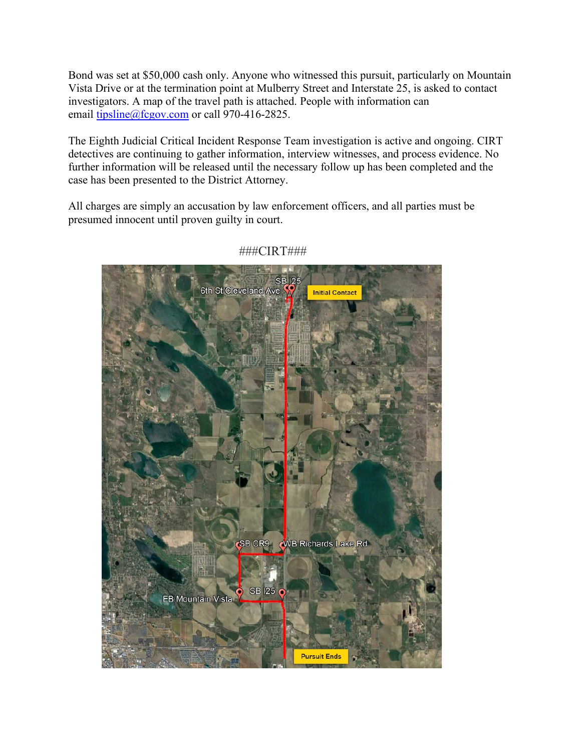Bond was set at $50,000 cash only. Anyone who witnessed this pursuit, particularly on Mountain Vista Drive or at the termination point at Mulberry Street and Interstate 25, is asked to contact investigators. A map of the travel path is attached. People with information can email [tipsline@fcgov.com](mailto:tipsline@fcgov.com) or call 970-416-2825.

The Eighth Judicial Critical Incident Response Team investigation is active and ongoing. CIRT detectives are continuing to gather information, interview witnesses, and process evidence. No further information will be released until the necessary follow up has been completed and the case has been presented to the District Attorney.

All charges are simply an accusation by law enforcement officers, and all parties must be presumed innocent until proven guilty in court.

###CIRT###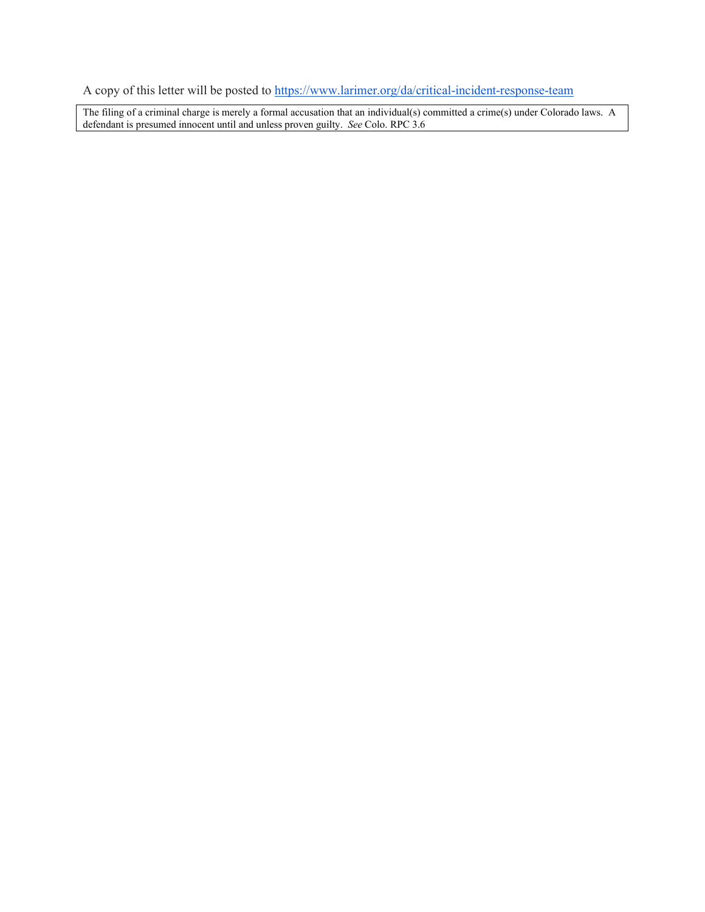A copy of this letter will be posted to [https://www.larimer.org/da/critical-incident-response-team](https://www.larimer.org/da/critical-incident-response-team)

| |
|---|
| The filing of a criminal charge is merely a formal accusation that an individual(s) committed a crime(s) under Colorado laws. A defendant is presumed innocent until and unless proven guilty. *See* Colo. RPC 3.6 |